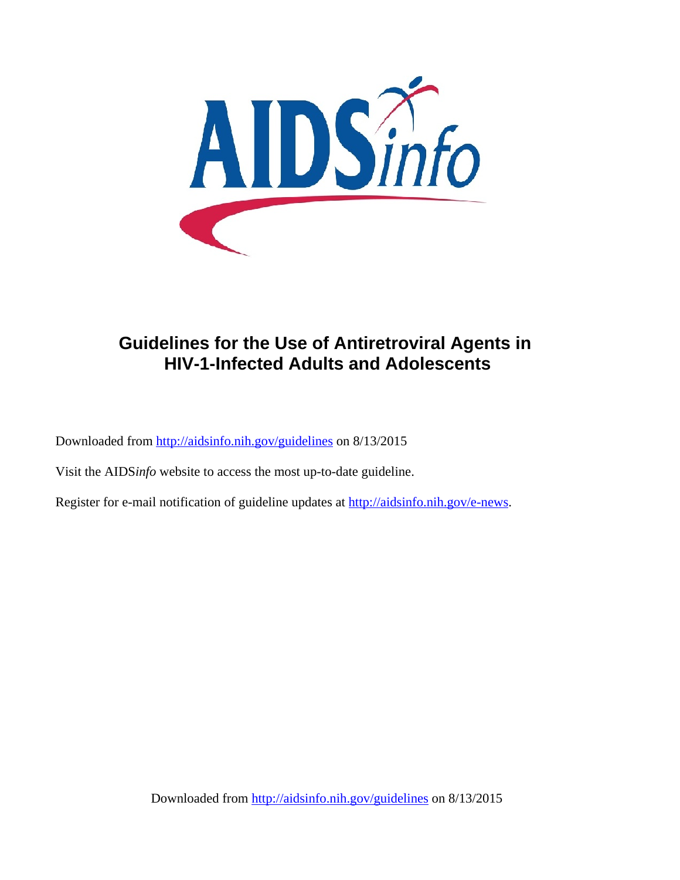# Guidelines for the Use of Antiretroviral Agents in HIV-1-Infected Adults and Adolescents

Downloaded from http://aidsinfo.nih.gov/guidelines on 8/13/2015

Visit the AIDS*info* website to access the most up-to-date guideline.

Register for e-mail notification of guideline updates at http://aidsinfo.nih.gov/e-news.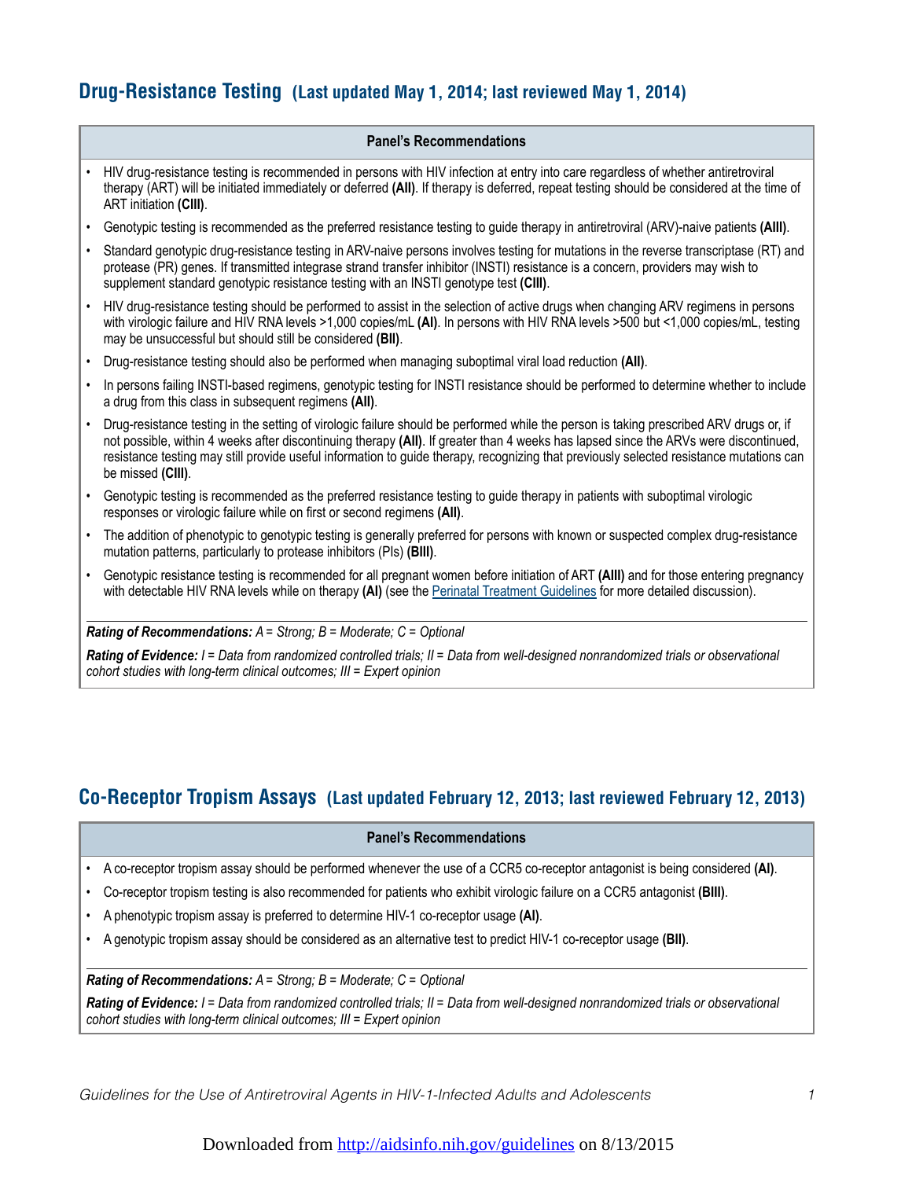## Drug-Resistance Testing (Last updated May 1, 2014; last reviewed May 1, 2014)

**Panel's Recommendations**

- HIV drug-resistance testing is recommended in persons with HIV infection at entry into care regardless of whether antiretroviral therapy (ART) will be initiated immediately or deferred **(AII)**. If therapy is deferred, repeat testing should be considered at the time of ART initiation **(CIII)**.
- Genotypic testing is recommended as the preferred resistance testing to guide therapy in antiretroviral (ARV)-naive patients **(AIII)**.
- Standard genotypic drug-resistance testing in ARV-naive persons involves testing for mutations in the reverse transcriptase (RT) and protease (PR) genes. If transmitted integrase strand transfer inhibitor (INSTI) resistance is a concern, providers may wish to supplement standard genotypic resistance testing with an INSTI genotype test **(CIII)**.
- HIV drug-resistance testing should be performed to assist in the selection of active drugs when changing ARV regimens in persons with virologic failure and HIV RNA levels >1,000 copies/mL **(AI)**. In persons with HIV RNA levels >500 but <1,000 copies/mL, testing may be unsuccessful but should still be considered **(BII)**.
- Drug-resistance testing should also be performed when managing suboptimal viral load reduction **(AII)**.
- In persons failing INSTI-based regimens, genotypic testing for INSTI resistance should be performed to determine whether to include a drug from this class in subsequent regimens **(AII)**.
- Drug-resistance testing in the setting of virologic failure should be performed while the person is taking prescribed ARV drugs or, if not possible, within 4 weeks after discontinuing therapy **(AII)**. If greater than 4 weeks has lapsed since the ARVs were discontinued, resistance testing may still provide useful information to guide therapy, recognizing that previously selected resistance mutations can be missed **(CIII)**.
- Genotypic testing is recommended as the preferred resistance testing to guide therapy in patients with suboptimal virologic responses or virologic failure while on first or second regimens **(AII)**.
- The addition of phenotypic to genotypic testing is generally preferred for persons with known or suspected complex drug-resistance mutation patterns, particularly to protease inhibitors (PIs) **(BIII)**.
- Genotypic resistance testing is recommended for all pregnant women before initiation of ART **(AIII)** and for those entering pregnancy with detectable HIV RNA levels while on therapy **(AI)** (see the Perinatal Treatment Guidelines for more detailed discussion).

***Rating of Recommendations:*** *A = Strong; B = Moderate; C = Optional*

***Rating of Evidence:*** *I = Data from randomized controlled trials; II = Data from well-designed nonrandomized trials or observational cohort studies with long-term clinical outcomes; III = Expert opinion*

## Co-Receptor Tropism Assays (Last updated February 12, 2013; last reviewed February 12, 2013)

**Panel's Recommendations**

- A co-receptor tropism assay should be performed whenever the use of a CCR5 co-receptor antagonist is being considered **(AI)**.
- Co-receptor tropism testing is also recommended for patients who exhibit virologic failure on a CCR5 antagonist **(BIII)**.
- A phenotypic tropism assay is preferred to determine HIV-1 co-receptor usage **(AI)**.
- A genotypic tropism assay should be considered as an alternative test to predict HIV-1 co-receptor usage **(BII)**.

***Rating of Recommendations:*** *A = Strong; B = Moderate; C = Optional*

***Rating of Evidence:*** *I = Data from randomized controlled trials; II = Data from well-designed nonrandomized trials or observational cohort studies with long-term clinical outcomes; III = Expert opinion*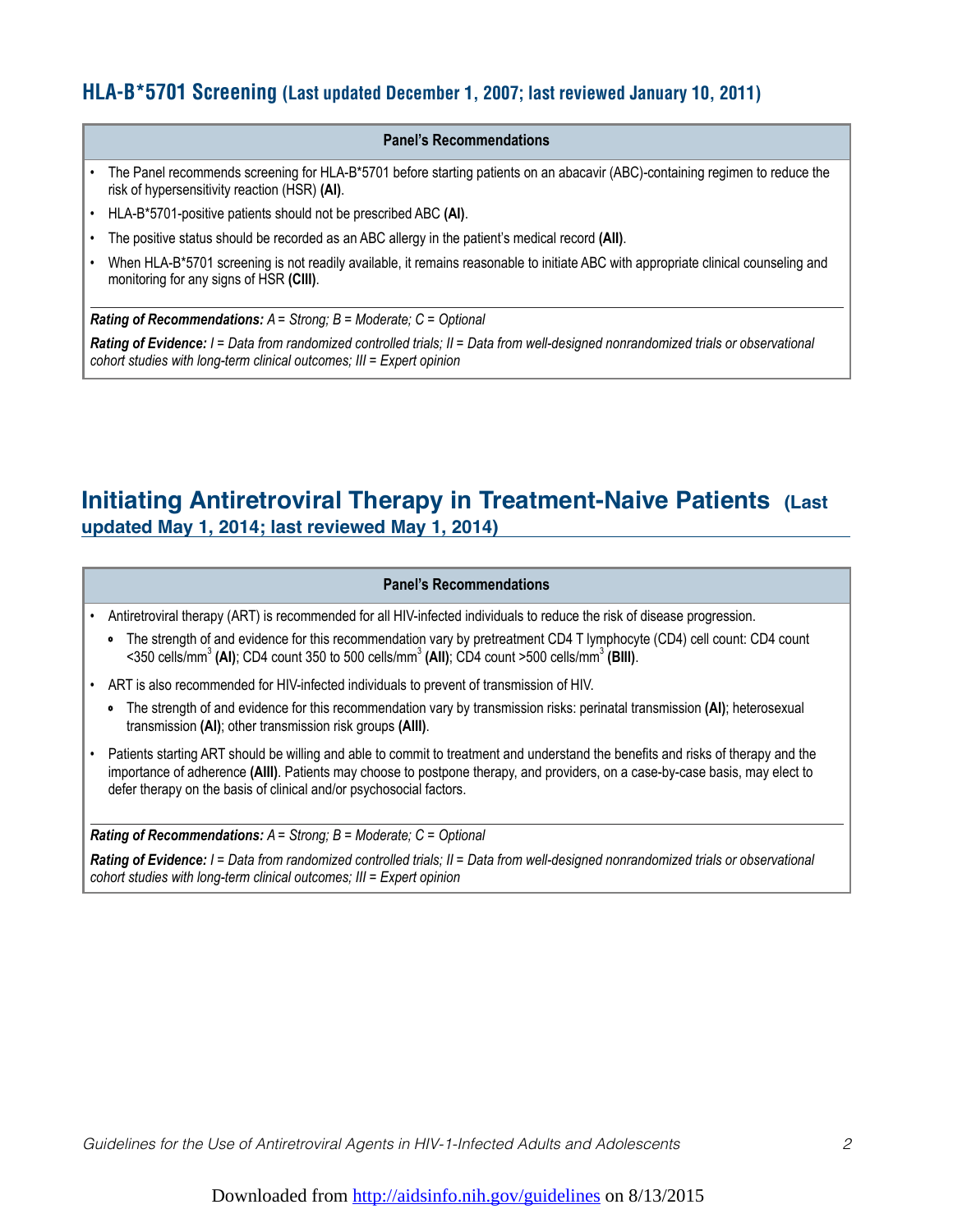## HLA-B*5701 Screening (Last updated December 1, 2007; last reviewed January 10, 2011)

**Panel's Recommendations**

- The Panel recommends screening for HLA-B*5701 before starting patients on an abacavir (ABC)-containing regimen to reduce the risk of hypersensitivity reaction (HSR) **(AI)**.
- HLA-B*5701-positive patients should not be prescribed ABC **(AI)**.
- The positive status should be recorded as an ABC allergy in the patient's medical record **(AII)**.
- When HLA-B*5701 screening is not readily available, it remains reasonable to initiate ABC with appropriate clinical counseling and monitoring for any signs of HSR **(CIII)**.

***Rating of Recommendations:*** *A = Strong; B = Moderate; C = Optional*

***Rating of Evidence:*** *I = Data from randomized controlled trials; II = Data from well-designed nonrandomized trials or observational cohort studies with long-term clinical outcomes; III = Expert opinion*

## Initiating Antiretroviral Therapy in Treatment-Naive Patients (Last updated May 1, 2014; last reviewed May 1, 2014)

**Panel's Recommendations**

- Antiretroviral therapy (ART) is recommended for all HIV-infected individuals to reduce the risk of disease progression.
  - The strength of and evidence for this recommendation vary by pretreatment CD4 T lymphocyte (CD4) cell count: CD4 count <350 cells/mm$^3$ **(AI)**; CD4 count 350 to 500 cells/mm$^3$ **(AII)**; CD4 count >500 cells/mm$^3$ **(BIII)**.
- ART is also recommended for HIV-infected individuals to prevent of transmission of HIV.
  - The strength of and evidence for this recommendation vary by transmission risks: perinatal transmission **(AI)**; heterosexual transmission **(AI)**; other transmission risk groups **(AIII)**.
- Patients starting ART should be willing and able to commit to treatment and understand the benefits and risks of therapy and the importance of adherence **(AIII)**. Patients may choose to postpone therapy, and providers, on a case-by-case basis, may elect to defer therapy on the basis of clinical and/or psychosocial factors.

***Rating of Recommendations:*** *A = Strong; B = Moderate; C = Optional*

***Rating of Evidence:*** *I = Data from randomized controlled trials; II = Data from well-designed nonrandomized trials or observational cohort studies with long-term clinical outcomes; III = Expert opinion*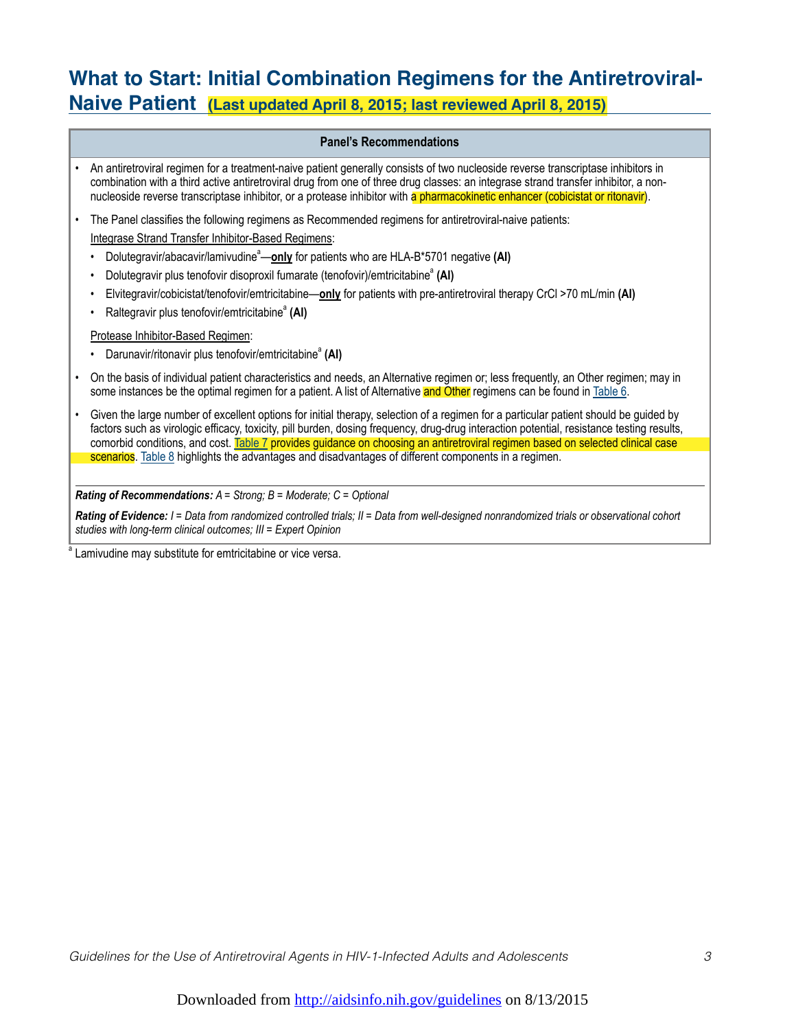# What to Start: Initial Combination Regimens for the Antiretroviral-Naive Patient (Last updated April 8, 2015; last reviewed April 8, 2015)

**Panel's Recommendations**

- An antiretroviral regimen for a treatment-naive patient generally consists of two nucleoside reverse transcriptase inhibitors in combination with a third active antiretroviral drug from one of three drug classes: an integrase strand transfer inhibitor, a non-nucleoside reverse transcriptase inhibitor, or a protease inhibitor with a pharmacokinetic enhancer (cobicistat or ritonavir).
- The Panel classifies the following regimens as Recommended regimens for antiretroviral-naive patients:

  Integrase Strand Transfer Inhibitor-Based Regimens:

  - Dolutegravir/abacavir/lamivudine[a]—**only** for patients who are HLA-B*5701 negative **(AI)**
  - Dolutegravir plus tenofovir disoproxil fumarate (tenofovir)/emtricitabine[a] **(AI)**
  - Elvitegravir/cobicistat/tenofovir/emtricitabine—**only** for patients with pre-antiretroviral therapy CrCl >70 mL/min **(AI)**
  - Raltegravir plus tenofovir/emtricitabine[a] **(AI)**

  Protease Inhibitor-Based Regimen:

  - Darunavir/ritonavir plus tenofovir/emtricitabine[a] **(AI)**
- On the basis of individual patient characteristics and needs, an Alternative regimen or; less frequently, an Other regimen; may in some instances be the optimal regimen for a patient. A list of Alternative and Other regimens can be found in Table 6.
- Given the large number of excellent options for initial therapy, selection of a regimen for a particular patient should be guided by factors such as virologic efficacy, toxicity, pill burden, dosing frequency, drug-drug interaction potential, resistance testing results, comorbid conditions, and cost. Table 7 provides guidance on choosing an antiretroviral regimen based on selected clinical case scenarios. Table 8 highlights the advantages and disadvantages of different components in a regimen.

***Rating of Recommendations:*** *A = Strong; B = Moderate; C = Optional*

***Rating of Evidence:*** *I = Data from randomized controlled trials; II = Data from well-designed nonrandomized trials or observational cohort studies with long-term clinical outcomes; III = Expert Opinion*

[a] Lamivudine may substitute for emtricitabine or vice versa.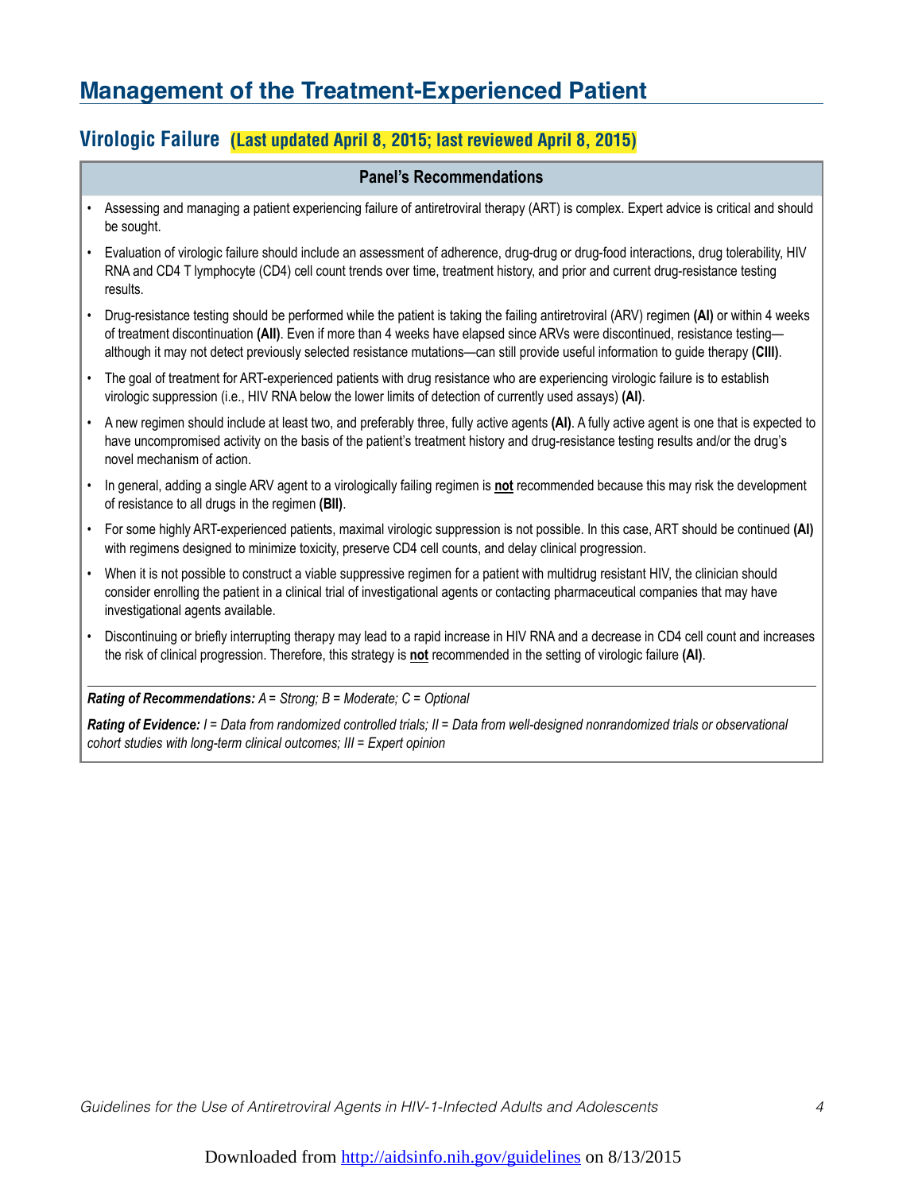# Management of the Treatment-Experienced Patient

## Virologic Failure (Last updated April 8, 2015; last reviewed April 8, 2015)

### Panel's Recommendations

- Assessing and managing a patient experiencing failure of antiretroviral therapy (ART) is complex. Expert advice is critical and should be sought.
- Evaluation of virologic failure should include an assessment of adherence, drug-drug or drug-food interactions, drug tolerability, HIV RNA and CD4 T lymphocyte (CD4) cell count trends over time, treatment history, and prior and current drug-resistance testing results.
- Drug-resistance testing should be performed while the patient is taking the failing antiretroviral (ARV) regimen **(AI)** or within 4 weeks of treatment discontinuation **(AII)**. Even if more than 4 weeks have elapsed since ARVs were discontinued, resistance testing—although it may not detect previously selected resistance mutations—can still provide useful information to guide therapy **(CIII)**.
- The goal of treatment for ART-experienced patients with drug resistance who are experiencing virologic failure is to establish virologic suppression (i.e., HIV RNA below the lower limits of detection of currently used assays) **(AI)**.
- A new regimen should include at least two, and preferably three, fully active agents **(AI)**. A fully active agent is one that is expected to have uncompromised activity on the basis of the patient's treatment history and drug-resistance testing results and/or the drug's novel mechanism of action.
- In general, adding a single ARV agent to a virologically failing regimen is **not** recommended because this may risk the development of resistance to all drugs in the regimen **(BII)**.
- For some highly ART-experienced patients, maximal virologic suppression is not possible. In this case, ART should be continued **(AI)** with regimens designed to minimize toxicity, preserve CD4 cell counts, and delay clinical progression.
- When it is not possible to construct a viable suppressive regimen for a patient with multidrug resistant HIV, the clinician should consider enrolling the patient in a clinical trial of investigational agents or contacting pharmaceutical companies that may have investigational agents available.
- Discontinuing or briefly interrupting therapy may lead to a rapid increase in HIV RNA and a decrease in CD4 cell count and increases the risk of clinical progression. Therefore, this strategy is **not** recommended in the setting of virologic failure **(AI)**.

***Rating of Recommendations:*** *A = Strong; B = Moderate; C = Optional*

***Rating of Evidence:*** *I = Data from randomized controlled trials; II = Data from well-designed nonrandomized trials or observational cohort studies with long-term clinical outcomes; III = Expert opinion*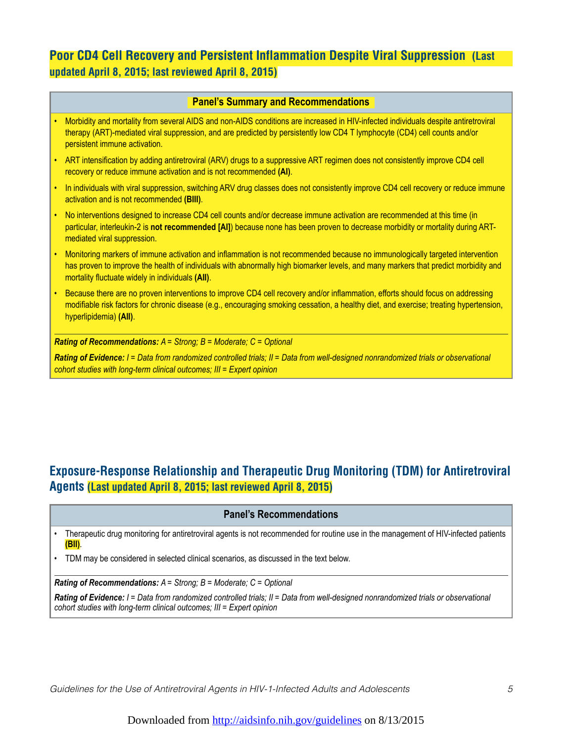## Poor CD4 Cell Recovery and Persistent Inflammation Despite Viral Suppression (Last updated April 8, 2015; last reviewed April 8, 2015)

**Panel's Summary and Recommendations**

- Morbidity and mortality from several AIDS and non-AIDS conditions are increased in HIV-infected individuals despite antiretroviral therapy (ART)-mediated viral suppression, and are predicted by persistently low CD4 T lymphocyte (CD4) cell counts and/or persistent immune activation.
- ART intensification by adding antiretroviral (ARV) drugs to a suppressive ART regimen does not consistently improve CD4 cell recovery or reduce immune activation and is not recommended **(AI)**.
- In individuals with viral suppression, switching ARV drug classes does not consistently improve CD4 cell recovery or reduce immune activation and is not recommended **(BIII)**.
- No interventions designed to increase CD4 cell counts and/or decrease immune activation are recommended at this time (in particular, interleukin-2 is **not recommended [AI]**) because none has been proven to decrease morbidity or mortality during ART-mediated viral suppression.
- Monitoring markers of immune activation and inflammation is not recommended because no immunologically targeted intervention has proven to improve the health of individuals with abnormally high biomarker levels, and many markers that predict morbidity and mortality fluctuate widely in individuals **(AII)**.
- Because there are no proven interventions to improve CD4 cell recovery and/or inflammation, efforts should focus on addressing modifiable risk factors for chronic disease (e.g., encouraging smoking cessation, a healthy diet, and exercise; treating hypertension, hyperlipidemia) **(AII)**.

***Rating of Recommendations:*** *A = Strong; B = Moderate; C = Optional*

***Rating of Evidence:*** *I = Data from randomized controlled trials; II = Data from well-designed nonrandomized trials or observational cohort studies with long-term clinical outcomes; III = Expert opinion*

## Exposure-Response Relationship and Therapeutic Drug Monitoring (TDM) for Antiretroviral Agents (Last updated April 8, 2015; last reviewed April 8, 2015)

**Panel's Recommendations**

- Therapeutic drug monitoring for antiretroviral agents is not recommended for routine use in the management of HIV-infected patients **(BII)**.
- TDM may be considered in selected clinical scenarios, as discussed in the text below.

***Rating of Recommendations:*** *A = Strong; B = Moderate; C = Optional*

***Rating of Evidence:*** *I = Data from randomized controlled trials; II = Data from well-designed nonrandomized trials or observational cohort studies with long-term clinical outcomes; III = Expert opinion*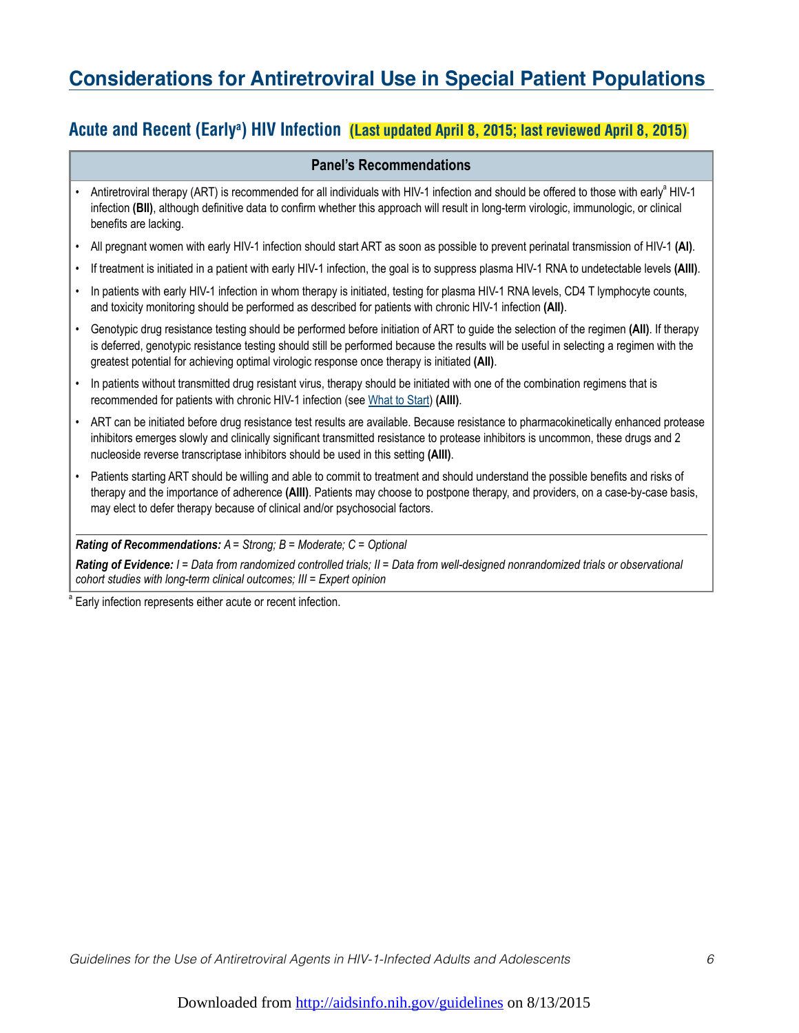# Considerations for Antiretroviral Use in Special Patient Populations

## Acute and Recent (Early[a]) HIV Infection (Last updated April 8, 2015; last reviewed April 8, 2015)

### Panel's Recommendations

- Antiretroviral therapy (ART) is recommended for all individuals with HIV-1 infection and should be offered to those with early[a] HIV-1 infection **(BII)**, although definitive data to confirm whether this approach will result in long-term virologic, immunologic, or clinical benefits are lacking.
- All pregnant women with early HIV-1 infection should start ART as soon as possible to prevent perinatal transmission of HIV-1 **(AI)**.
- If treatment is initiated in a patient with early HIV-1 infection, the goal is to suppress plasma HIV-1 RNA to undetectable levels **(AIII)**.
- In patients with early HIV-1 infection in whom therapy is initiated, testing for plasma HIV-1 RNA levels, CD4 T lymphocyte counts, and toxicity monitoring should be performed as described for patients with chronic HIV-1 infection **(AII)**.
- Genotypic drug resistance testing should be performed before initiation of ART to guide the selection of the regimen **(AII)**. If therapy is deferred, genotypic resistance testing should still be performed because the results will be useful in selecting a regimen with the greatest potential for achieving optimal virologic response once therapy is initiated **(AII)**.
- In patients without transmitted drug resistant virus, therapy should be initiated with one of the combination regimens that is recommended for patients with chronic HIV-1 infection (see What to Start) **(AIII)**.
- ART can be initiated before drug resistance test results are available. Because resistance to pharmacokinetically enhanced protease inhibitors emerges slowly and clinically significant transmitted resistance to protease inhibitors is uncommon, these drugs and 2 nucleoside reverse transcriptase inhibitors should be used in this setting **(AIII)**.
- Patients starting ART should be willing and able to commit to treatment and should understand the possible benefits and risks of therapy and the importance of adherence **(AIII)**. Patients may choose to postpone therapy, and providers, on a case-by-case basis, may elect to defer therapy because of clinical and/or psychosocial factors.

***Rating of Recommendations:*** *A = Strong; B = Moderate; C = Optional*

***Rating of Evidence:*** *I = Data from randomized controlled trials; II = Data from well-designed nonrandomized trials or observational cohort studies with long-term clinical outcomes; III = Expert opinion*

[a] Early infection represents either acute or recent infection.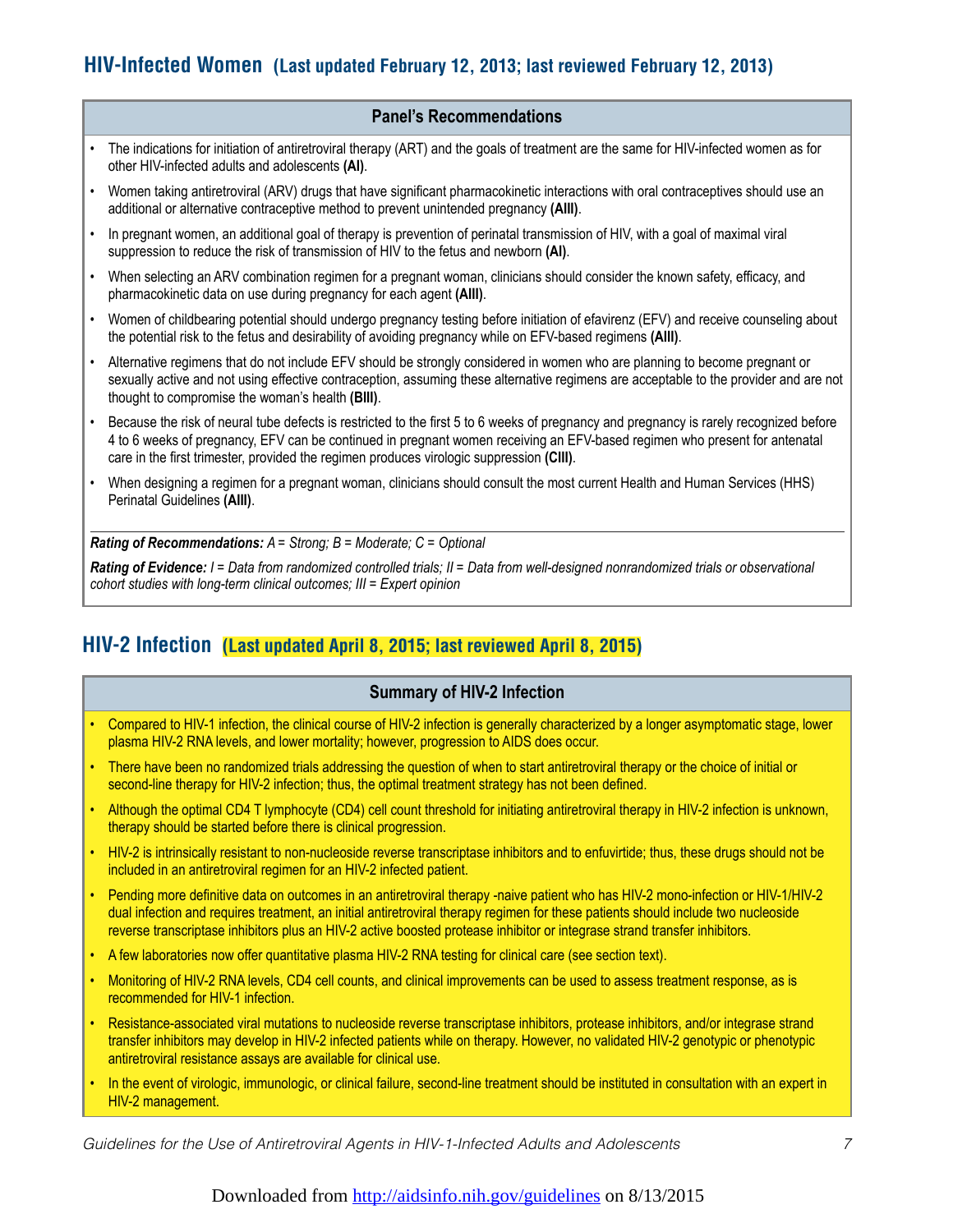## HIV-Infected Women (Last updated February 12, 2013; last reviewed February 12, 2013)

### Panel's Recommendations

- The indications for initiation of antiretroviral therapy (ART) and the goals of treatment are the same for HIV-infected women as for other HIV-infected adults and adolescents **(AI)**.
- Women taking antiretroviral (ARV) drugs that have significant pharmacokinetic interactions with oral contraceptives should use an additional or alternative contraceptive method to prevent unintended pregnancy **(AIII)**.
- In pregnant women, an additional goal of therapy is prevention of perinatal transmission of HIV, with a goal of maximal viral suppression to reduce the risk of transmission of HIV to the fetus and newborn **(AI)**.
- When selecting an ARV combination regimen for a pregnant woman, clinicians should consider the known safety, efficacy, and pharmacokinetic data on use during pregnancy for each agent **(AIII)**.
- Women of childbearing potential should undergo pregnancy testing before initiation of efavirenz (EFV) and receive counseling about the potential risk to the fetus and desirability of avoiding pregnancy while on EFV-based regimens **(AIII)**.
- Alternative regimens that do not include EFV should be strongly considered in women who are planning to become pregnant or sexually active and not using effective contraception, assuming these alternative regimens are acceptable to the provider and are not thought to compromise the woman's health **(BIII)**.
- Because the risk of neural tube defects is restricted to the first 5 to 6 weeks of pregnancy and pregnancy is rarely recognized before 4 to 6 weeks of pregnancy, EFV can be continued in pregnant women receiving an EFV-based regimen who present for antenatal care in the first trimester, provided the regimen produces virologic suppression **(CIII)**.
- When designing a regimen for a pregnant woman, clinicians should consult the most current Health and Human Services (HHS) Perinatal Guidelines **(AIII)**.

***Rating of Recommendations:*** *A = Strong; B = Moderate; C = Optional*

***Rating of Evidence:*** *I = Data from randomized controlled trials; II = Data from well-designed nonrandomized trials or observational cohort studies with long-term clinical outcomes; III = Expert opinion*

## HIV-2 Infection (Last updated April 8, 2015; last reviewed April 8, 2015)

### Summary of HIV-2 Infection

- Compared to HIV-1 infection, the clinical course of HIV-2 infection is generally characterized by a longer asymptomatic stage, lower plasma HIV-2 RNA levels, and lower mortality; however, progression to AIDS does occur.
- There have been no randomized trials addressing the question of when to start antiretroviral therapy or the choice of initial or second-line therapy for HIV-2 infection; thus, the optimal treatment strategy has not been defined.
- Although the optimal CD4 T lymphocyte (CD4) cell count threshold for initiating antiretroviral therapy in HIV-2 infection is unknown, therapy should be started before there is clinical progression.
- HIV-2 is intrinsically resistant to non-nucleoside reverse transcriptase inhibitors and to enfuvirtide; thus, these drugs should not be included in an antiretroviral regimen for an HIV-2 infected patient.
- Pending more definitive data on outcomes in an antiretroviral therapy -naive patient who has HIV-2 mono-infection or HIV-1/HIV-2 dual infection and requires treatment, an initial antiretroviral therapy regimen for these patients should include two nucleoside reverse transcriptase inhibitors plus an HIV-2 active boosted protease inhibitor or integrase strand transfer inhibitors.
- A few laboratories now offer quantitative plasma HIV-2 RNA testing for clinical care (see section text).
- Monitoring of HIV-2 RNA levels, CD4 cell counts, and clinical improvements can be used to assess treatment response, as is recommended for HIV-1 infection.
- Resistance-associated viral mutations to nucleoside reverse transcriptase inhibitors, protease inhibitors, and/or integrase strand transfer inhibitors may develop in HIV-2 infected patients while on therapy. However, no validated HIV-2 genotypic or phenotypic antiretroviral resistance assays are available for clinical use.
- In the event of virologic, immunologic, or clinical failure, second-line treatment should be instituted in consultation with an expert in HIV-2 management.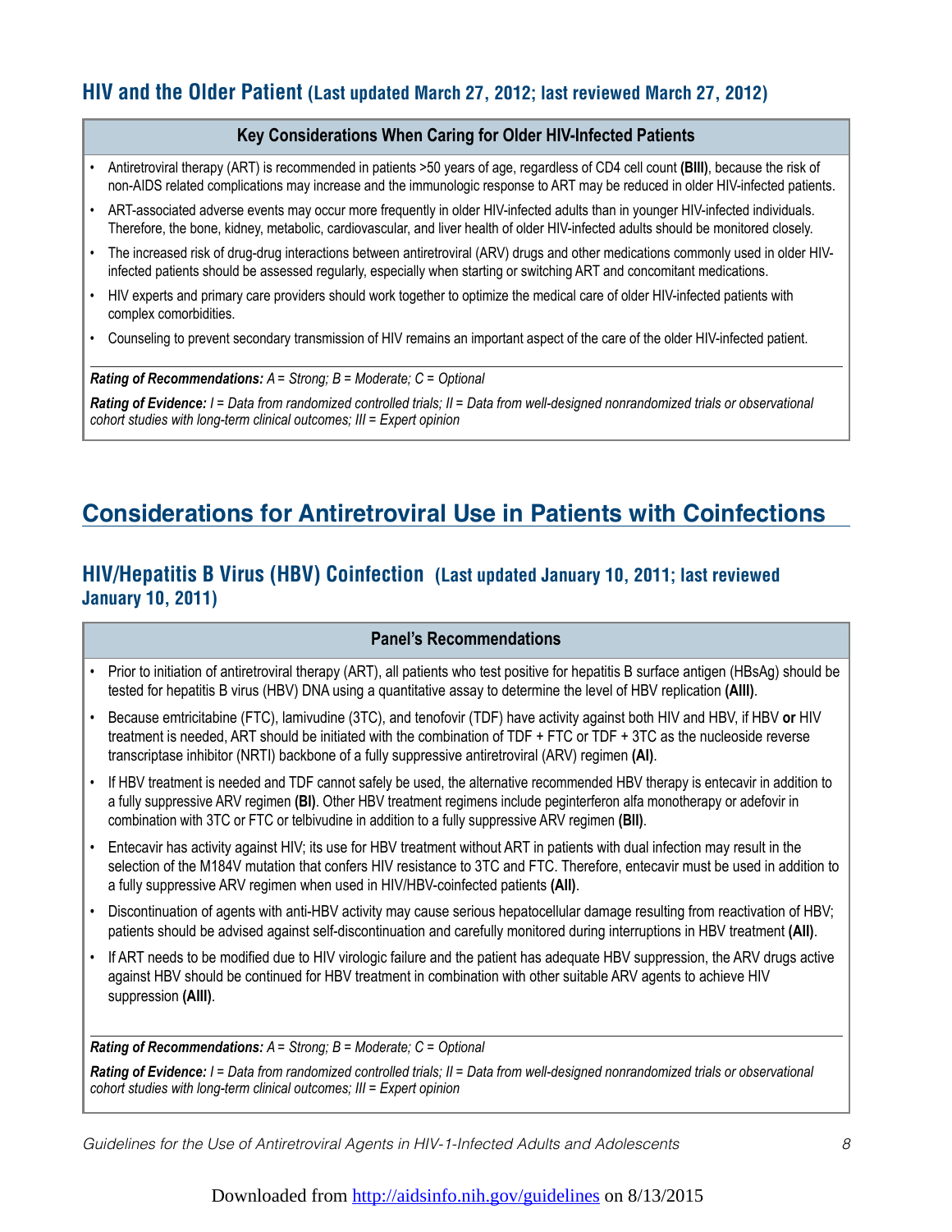## HIV and the Older Patient (Last updated March 27, 2012; last reviewed March 27, 2012)

### Key Considerations When Caring for Older HIV-Infected Patients

- Antiretroviral therapy (ART) is recommended in patients >50 years of age, regardless of CD4 cell count **(BIII)**, because the risk of non-AIDS related complications may increase and the immunologic response to ART may be reduced in older HIV-infected patients.
- ART-associated adverse events may occur more frequently in older HIV-infected adults than in younger HIV-infected individuals. Therefore, the bone, kidney, metabolic, cardiovascular, and liver health of older HIV-infected adults should be monitored closely.
- The increased risk of drug-drug interactions between antiretroviral (ARV) drugs and other medications commonly used in older HIV-infected patients should be assessed regularly, especially when starting or switching ART and concomitant medications.
- HIV experts and primary care providers should work together to optimize the medical care of older HIV-infected patients with complex comorbidities.
- Counseling to prevent secondary transmission of HIV remains an important aspect of the care of the older HIV-infected patient.

***Rating of Recommendations:*** *A = Strong; B = Moderate; C = Optional*

***Rating of Evidence:*** *I = Data from randomized controlled trials; II = Data from well-designed nonrandomized trials or observational cohort studies with long-term clinical outcomes; III = Expert opinion*

# Considerations for Antiretroviral Use in Patients with Coinfections

## HIV/Hepatitis B Virus (HBV) Coinfection (Last updated January 10, 2011; last reviewed January 10, 2011)

### Panel's Recommendations

- Prior to initiation of antiretroviral therapy (ART), all patients who test positive for hepatitis B surface antigen (HBsAg) should be tested for hepatitis B virus (HBV) DNA using a quantitative assay to determine the level of HBV replication **(AIII)**.
- Because emtricitabine (FTC), lamivudine (3TC), and tenofovir (TDF) have activity against both HIV and HBV, if HBV **or** HIV treatment is needed, ART should be initiated with the combination of TDF + FTC or TDF + 3TC as the nucleoside reverse transcriptase inhibitor (NRTI) backbone of a fully suppressive antiretroviral (ARV) regimen **(AI)**.
- If HBV treatment is needed and TDF cannot safely be used, the alternative recommended HBV therapy is entecavir in addition to a fully suppressive ARV regimen **(BI)**. Other HBV treatment regimens include peginterferon alfa monotherapy or adefovir in combination with 3TC or FTC or telbivudine in addition to a fully suppressive ARV regimen **(BII)**.
- Entecavir has activity against HIV; its use for HBV treatment without ART in patients with dual infection may result in the selection of the M184V mutation that confers HIV resistance to 3TC and FTC. Therefore, entecavir must be used in addition to a fully suppressive ARV regimen when used in HIV/HBV-coinfected patients **(AII)**.
- Discontinuation of agents with anti-HBV activity may cause serious hepatocellular damage resulting from reactivation of HBV; patients should be advised against self-discontinuation and carefully monitored during interruptions in HBV treatment **(AII)**.
- If ART needs to be modified due to HIV virologic failure and the patient has adequate HBV suppression, the ARV drugs active against HBV should be continued for HBV treatment in combination with other suitable ARV agents to achieve HIV suppression **(AIII)**.

***Rating of Recommendations:*** *A = Strong; B = Moderate; C = Optional*

***Rating of Evidence:*** *I = Data from randomized controlled trials; II = Data from well-designed nonrandomized trials or observational cohort studies with long-term clinical outcomes; III = Expert opinion*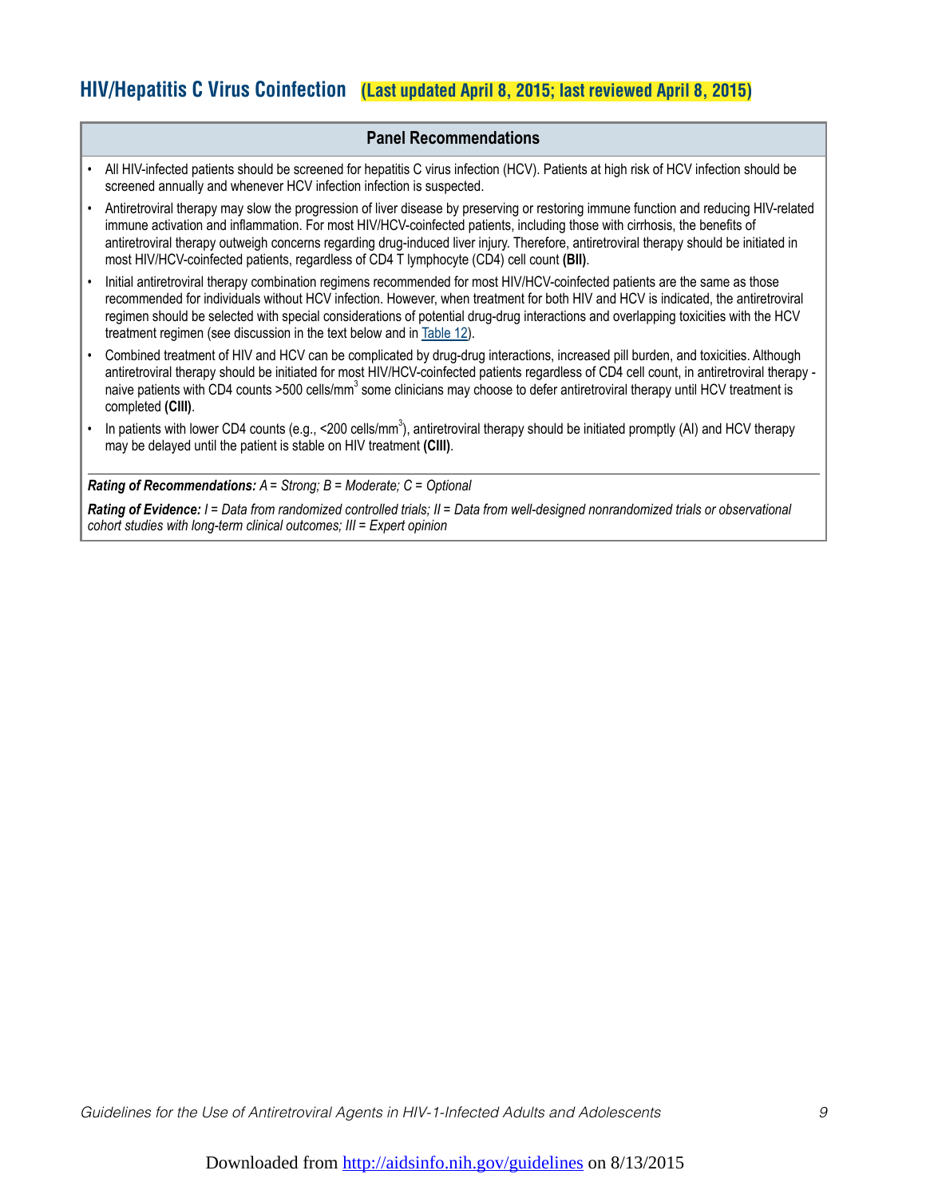## HIV/Hepatitis C Virus Coinfection (Last updated April 8, 2015; last reviewed April 8, 2015)

### Panel Recommendations

- All HIV-infected patients should be screened for hepatitis C virus infection (HCV). Patients at high risk of HCV infection should be screened annually and whenever HCV infection infection is suspected.
- Antiretroviral therapy may slow the progression of liver disease by preserving or restoring immune function and reducing HIV-related immune activation and inflammation. For most HIV/HCV-coinfected patients, including those with cirrhosis, the benefits of antiretroviral therapy outweigh concerns regarding drug-induced liver injury. Therefore, antiretroviral therapy should be initiated in most HIV/HCV-coinfected patients, regardless of CD4 T lymphocyte (CD4) cell count **(BII)**.
- Initial antiretroviral therapy combination regimens recommended for most HIV/HCV-coinfected patients are the same as those recommended for individuals without HCV infection. However, when treatment for both HIV and HCV is indicated, the antiretroviral regimen should be selected with special considerations of potential drug-drug interactions and overlapping toxicities with the HCV treatment regimen (see discussion in the text below and in Table 12).
- Combined treatment of HIV and HCV can be complicated by drug-drug interactions, increased pill burden, and toxicities. Although antiretroviral therapy should be initiated for most HIV/HCV-coinfected patients regardless of CD4 cell count, in antiretroviral therapy - naive patients with CD4 counts >500 cells/mm$^3$ some clinicians may choose to defer antiretroviral therapy until HCV treatment is completed **(CIII)**.
- In patients with lower CD4 counts (e.g., <200 cells/mm$^3$), antiretroviral therapy should be initiated promptly (AI) and HCV therapy may be delayed until the patient is stable on HIV treatment **(CIII)**.

***Rating of Recommendations:*** *A = Strong; B = Moderate; C = Optional*

***Rating of Evidence:*** *I = Data from randomized controlled trials; II = Data from well-designed nonrandomized trials or observational cohort studies with long-term clinical outcomes; III = Expert opinion*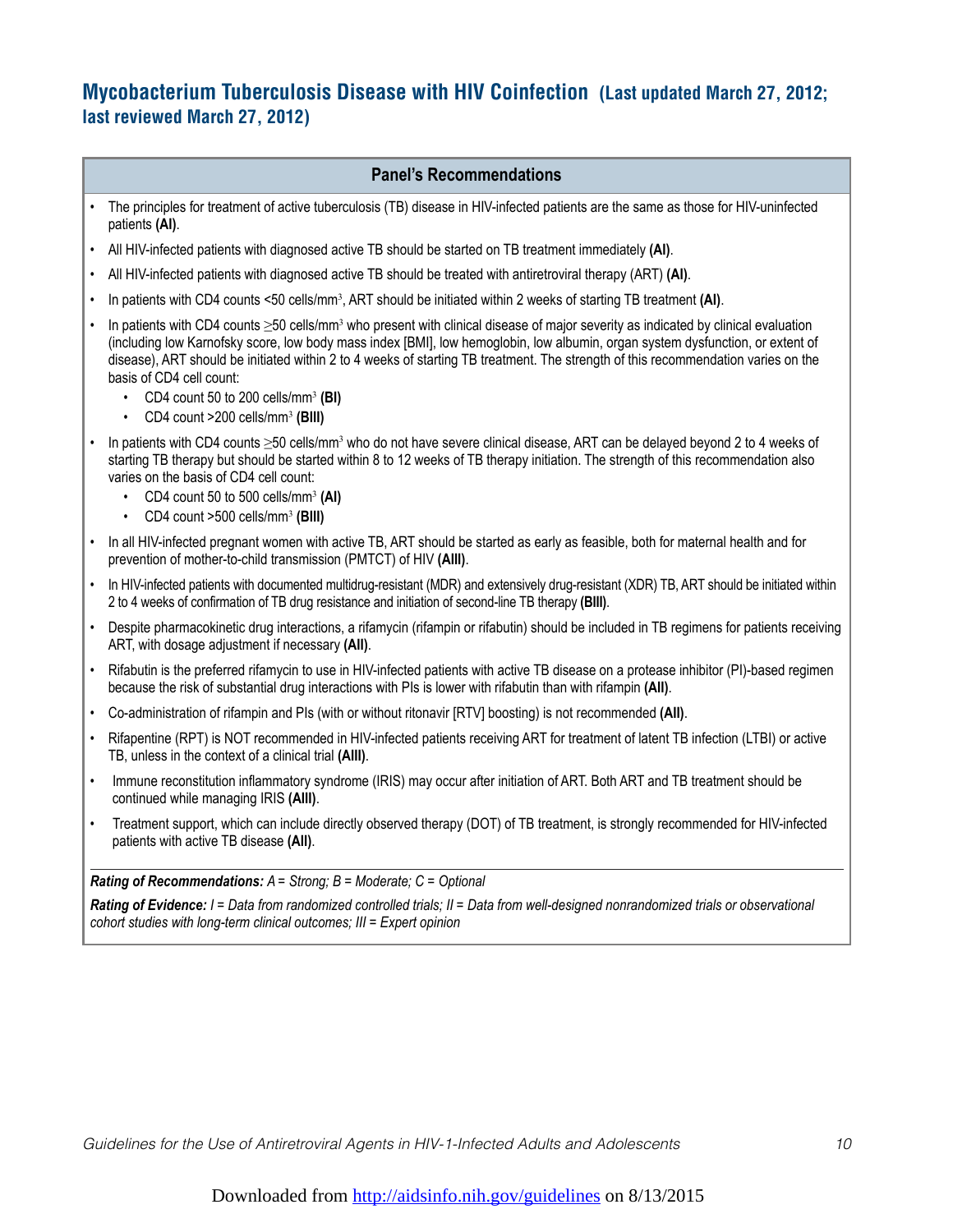## Mycobacterium Tuberculosis Disease with HIV Coinfection (Last updated March 27, 2012; last reviewed March 27, 2012)

**Panel's Recommendations**

- The principles for treatment of active tuberculosis (TB) disease in HIV-infected patients are the same as those for HIV-uninfected patients **(AI)**.
- All HIV-infected patients with diagnosed active TB should be started on TB treatment immediately **(AI)**.
- All HIV-infected patients with diagnosed active TB should be treated with antiretroviral therapy (ART) **(AI)**.
- In patients with CD4 counts <50 cells/mm$^3$, ART should be initiated within 2 weeks of starting TB treatment **(AI)**.
- In patients with CD4 counts $\geq$50 cells/mm$^3$ who present with clinical disease of major severity as indicated by clinical evaluation (including low Karnofsky score, low body mass index [BMI], low hemoglobin, low albumin, organ system dysfunction, or extent of disease), ART should be initiated within 2 to 4 weeks of starting TB treatment. The strength of this recommendation varies on the basis of CD4 cell count:
  - CD4 count 50 to 200 cells/mm$^3$ **(BI)**
  - CD4 count >200 cells/mm$^3$ **(BIII)**
- In patients with CD4 counts $\geq$50 cells/mm$^3$ who do not have severe clinical disease, ART can be delayed beyond 2 to 4 weeks of starting TB therapy but should be started within 8 to 12 weeks of TB therapy initiation. The strength of this recommendation also varies on the basis of CD4 cell count:
  - CD4 count 50 to 500 cells/mm$^3$ **(AI)**
  - CD4 count >500 cells/mm$^3$ **(BIII)**
- In all HIV-infected pregnant women with active TB, ART should be started as early as feasible, both for maternal health and for prevention of mother-to-child transmission (PMTCT) of HIV **(AIII)**.
- In HIV-infected patients with documented multidrug-resistant (MDR) and extensively drug-resistant (XDR) TB, ART should be initiated within 2 to 4 weeks of confirmation of TB drug resistance and initiation of second-line TB therapy **(BIII)**.
- Despite pharmacokinetic drug interactions, a rifamycin (rifampin or rifabutin) should be included in TB regimens for patients receiving ART, with dosage adjustment if necessary **(AII)**.
- Rifabutin is the preferred rifamycin to use in HIV-infected patients with active TB disease on a protease inhibitor (PI)-based regimen because the risk of substantial drug interactions with PIs is lower with rifabutin than with rifampin **(AII)**.
- Co-administration of rifampin and PIs (with or without ritonavir [RTV] boosting) is not recommended **(AII)**.
- Rifapentine (RPT) is NOT recommended in HIV-infected patients receiving ART for treatment of latent TB infection (LTBI) or active TB, unless in the context of a clinical trial **(AIII)**.
- Immune reconstitution inflammatory syndrome (IRIS) may occur after initiation of ART. Both ART and TB treatment should be continued while managing IRIS **(AIII)**.
- Treatment support, which can include directly observed therapy (DOT) of TB treatment, is strongly recommended for HIV-infected patients with active TB disease **(AII)**.

***Rating of Recommendations:*** *A = Strong; B = Moderate; C = Optional*

***Rating of Evidence:*** *I = Data from randomized controlled trials; II = Data from well-designed nonrandomized trials or observational cohort studies with long-term clinical outcomes; III = Expert opinion*